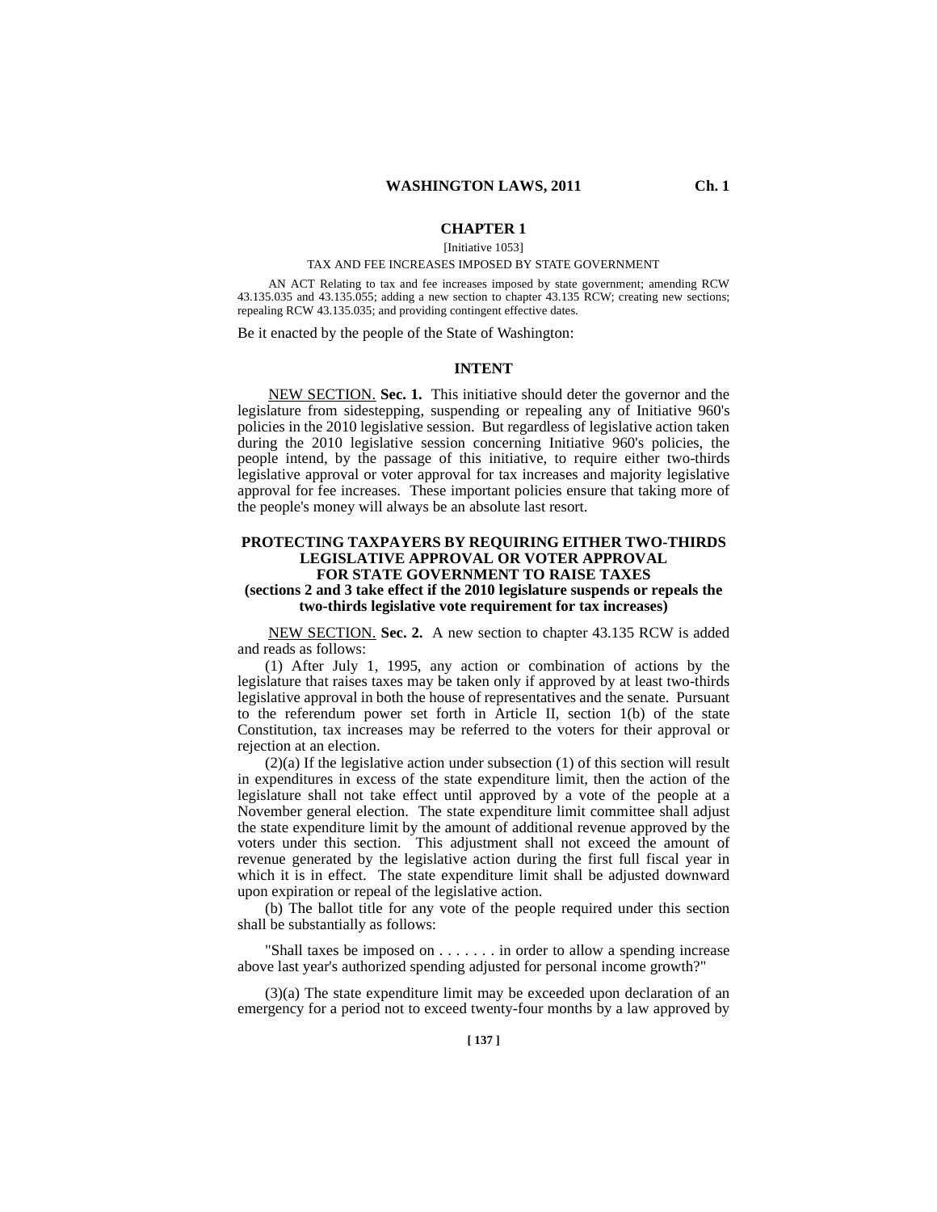# CHAPTER 1

[Initiative 1053]

TAX AND FEE INCREASES IMPOSED BY STATE GOVERNMENT

AN ACT Relating to tax and fee increases imposed by state government; amending RCW 43.135.035 and 43.135.055; adding a new section to chapter 43.135 RCW; creating new sections; repealing RCW 43.135.035; and providing contingent effective dates.

Be it enacted by the people of the State of Washington:

## INTENT

NEW SECTION. **Sec. 1.** This initiative should deter the governor and the legislature from sidestepping, suspending or repealing any of Initiative 960's policies in the 2010 legislative session. But regardless of legislative action taken during the 2010 legislative session concerning Initiative 960's policies, the people intend, by the passage of this initiative, to require either two-thirds legislative approval or voter approval for tax increases and majority legislative approval for fee increases. These important policies ensure that taking more of the people's money will always be an absolute last resort.

## PROTECTING TAXPAYERS BY REQUIRING EITHER TWO-THIRDS LEGISLATIVE APPROVAL OR VOTER APPROVAL FOR STATE GOVERNMENT TO RAISE TAXES

**(sections 2 and 3 take effect if the 2010 legislature suspends or repeals the two-thirds legislative vote requirement for tax increases)**

NEW SECTION. **Sec. 2.** A new section to chapter 43.135 RCW is added and reads as follows:

(1) After July 1, 1995, any action or combination of actions by the legislature that raises taxes may be taken only if approved by at least two-thirds legislative approval in both the house of representatives and the senate. Pursuant to the referendum power set forth in Article II, section 1(b) of the state Constitution, tax increases may be referred to the voters for their approval or rejection at an election.

(2)(a) If the legislative action under subsection (1) of this section will result in expenditures in excess of the state expenditure limit, then the action of the legislature shall not take effect until approved by a vote of the people at a November general election. The state expenditure limit committee shall adjust the state expenditure limit by the amount of additional revenue approved by the voters under this section. This adjustment shall not exceed the amount of revenue generated by the legislative action during the first full fiscal year in which it is in effect. The state expenditure limit shall be adjusted downward upon expiration or repeal of the legislative action.

(b) The ballot title for any vote of the people required under this section shall be substantially as follows:

"Shall taxes be imposed on . . . . . . . in order to allow a spending increase above last year's authorized spending adjusted for personal income growth?"

(3)(a) The state expenditure limit may be exceeded upon declaration of an emergency for a period not to exceed twenty-four months by a law approved by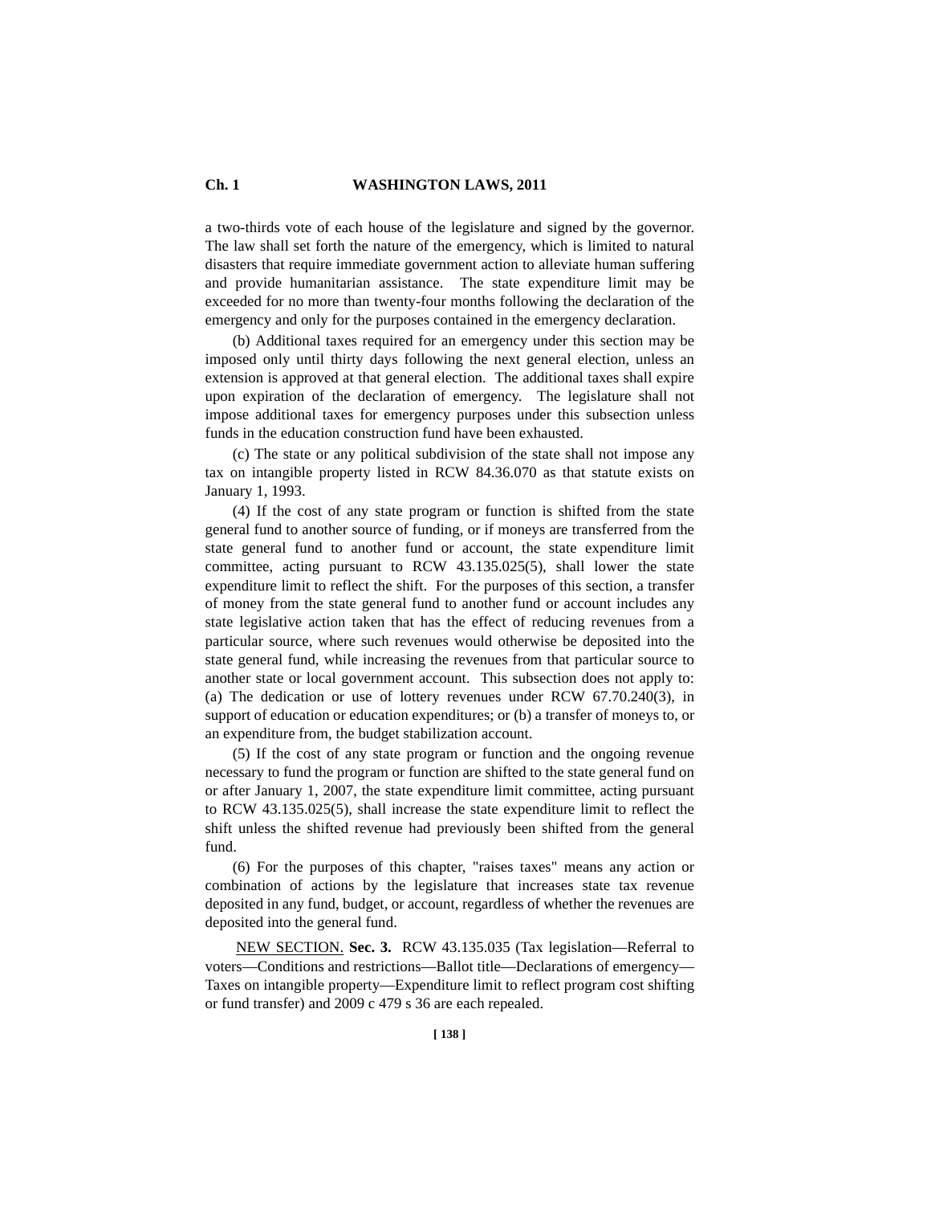a two-thirds vote of each house of the legislature and signed by the governor. The law shall set forth the nature of the emergency, which is limited to natural disasters that require immediate government action to alleviate human suffering and provide humanitarian assistance. The state expenditure limit may be exceeded for no more than twenty-four months following the declaration of the emergency and only for the purposes contained in the emergency declaration.

(b) Additional taxes required for an emergency under this section may be imposed only until thirty days following the next general election, unless an extension is approved at that general election. The additional taxes shall expire upon expiration of the declaration of emergency. The legislature shall not impose additional taxes for emergency purposes under this subsection unless funds in the education construction fund have been exhausted.

(c) The state or any political subdivision of the state shall not impose any tax on intangible property listed in RCW 84.36.070 as that statute exists on January 1, 1993.

(4) If the cost of any state program or function is shifted from the state general fund to another source of funding, or if moneys are transferred from the state general fund to another fund or account, the state expenditure limit committee, acting pursuant to RCW 43.135.025(5), shall lower the state expenditure limit to reflect the shift. For the purposes of this section, a transfer of money from the state general fund to another fund or account includes any state legislative action taken that has the effect of reducing revenues from a particular source, where such revenues would otherwise be deposited into the state general fund, while increasing the revenues from that particular source to another state or local government account. This subsection does not apply to: (a) The dedication or use of lottery revenues under RCW 67.70.240(3), in support of education or education expenditures; or (b) a transfer of moneys to, or an expenditure from, the budget stabilization account.

(5) If the cost of any state program or function and the ongoing revenue necessary to fund the program or function are shifted to the state general fund on or after January 1, 2007, the state expenditure limit committee, acting pursuant to RCW 43.135.025(5), shall increase the state expenditure limit to reflect the shift unless the shifted revenue had previously been shifted from the general fund.

(6) For the purposes of this chapter, "raises taxes" means any action or combination of actions by the legislature that increases state tax revenue deposited in any fund, budget, or account, regardless of whether the revenues are deposited into the general fund.

NEW SECTION. **Sec. 3.** RCW 43.135.035 (Tax legislation—Referral to voters—Conditions and restrictions—Ballot title—Declarations of emergency—Taxes on intangible property—Expenditure limit to reflect program cost shifting or fund transfer) and 2009 c 479 s 36 are each repealed.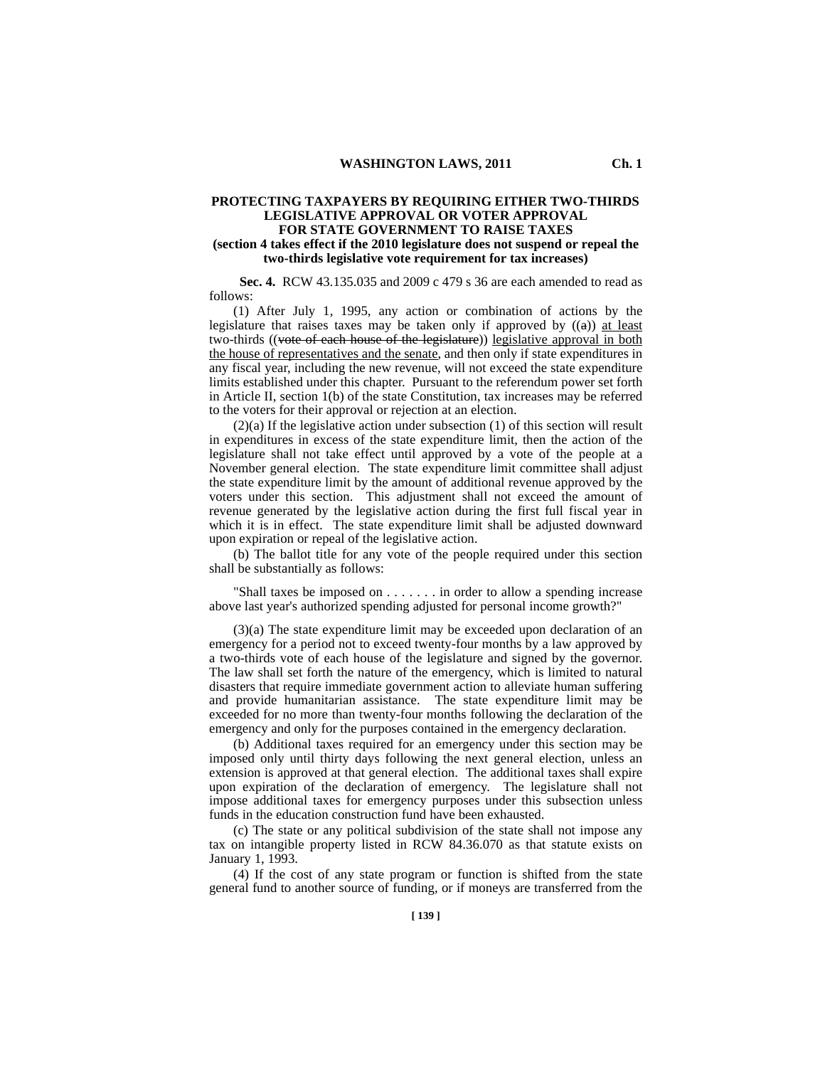**PROTECTING TAXPAYERS BY REQUIRING EITHER TWO-THIRDS LEGISLATIVE APPROVAL OR VOTER APPROVAL FOR STATE GOVERNMENT TO RAISE TAXES**
**(section 4 takes effect if the 2010 legislature does not suspend or repeal the two-thirds legislative vote requirement for tax increases)**

**Sec. 4.** RCW 43.135.035 and 2009 c 479 s 36 are each amended to read as follows:

(1) After July 1, 1995, any action or combination of actions by the legislature that raises taxes may be taken only if approved by ((~~a~~)) <u>at least</u> two-thirds ((~~vote of each house of the legislature~~)) <u>legislative approval in both the house of representatives and the senate</u>, and then only if state expenditures in any fiscal year, including the new revenue, will not exceed the state expenditure limits established under this chapter. Pursuant to the referendum power set forth in Article II, section 1(b) of the state Constitution, tax increases may be referred to the voters for their approval or rejection at an election.

(2)(a) If the legislative action under subsection (1) of this section will result in expenditures in excess of the state expenditure limit, then the action of the legislature shall not take effect until approved by a vote of the people at a November general election. The state expenditure limit committee shall adjust the state expenditure limit by the amount of additional revenue approved by the voters under this section. This adjustment shall not exceed the amount of revenue generated by the legislative action during the first full fiscal year in which it is in effect. The state expenditure limit shall be adjusted downward upon expiration or repeal of the legislative action.

(b) The ballot title for any vote of the people required under this section shall be substantially as follows:

"Shall taxes be imposed on . . . . . . . in order to allow a spending increase above last year's authorized spending adjusted for personal income growth?"

(3)(a) The state expenditure limit may be exceeded upon declaration of an emergency for a period not to exceed twenty-four months by a law approved by a two-thirds vote of each house of the legislature and signed by the governor. The law shall set forth the nature of the emergency, which is limited to natural disasters that require immediate government action to alleviate human suffering and provide humanitarian assistance. The state expenditure limit may be exceeded for no more than twenty-four months following the declaration of the emergency and only for the purposes contained in the emergency declaration.

(b) Additional taxes required for an emergency under this section may be imposed only until thirty days following the next general election, unless an extension is approved at that general election. The additional taxes shall expire upon expiration of the declaration of emergency. The legislature shall not impose additional taxes for emergency purposes under this subsection unless funds in the education construction fund have been exhausted.

(c) The state or any political subdivision of the state shall not impose any tax on intangible property listed in RCW 84.36.070 as that statute exists on January 1, 1993.

(4) If the cost of any state program or function is shifted from the state general fund to another source of funding, or if moneys are transferred from the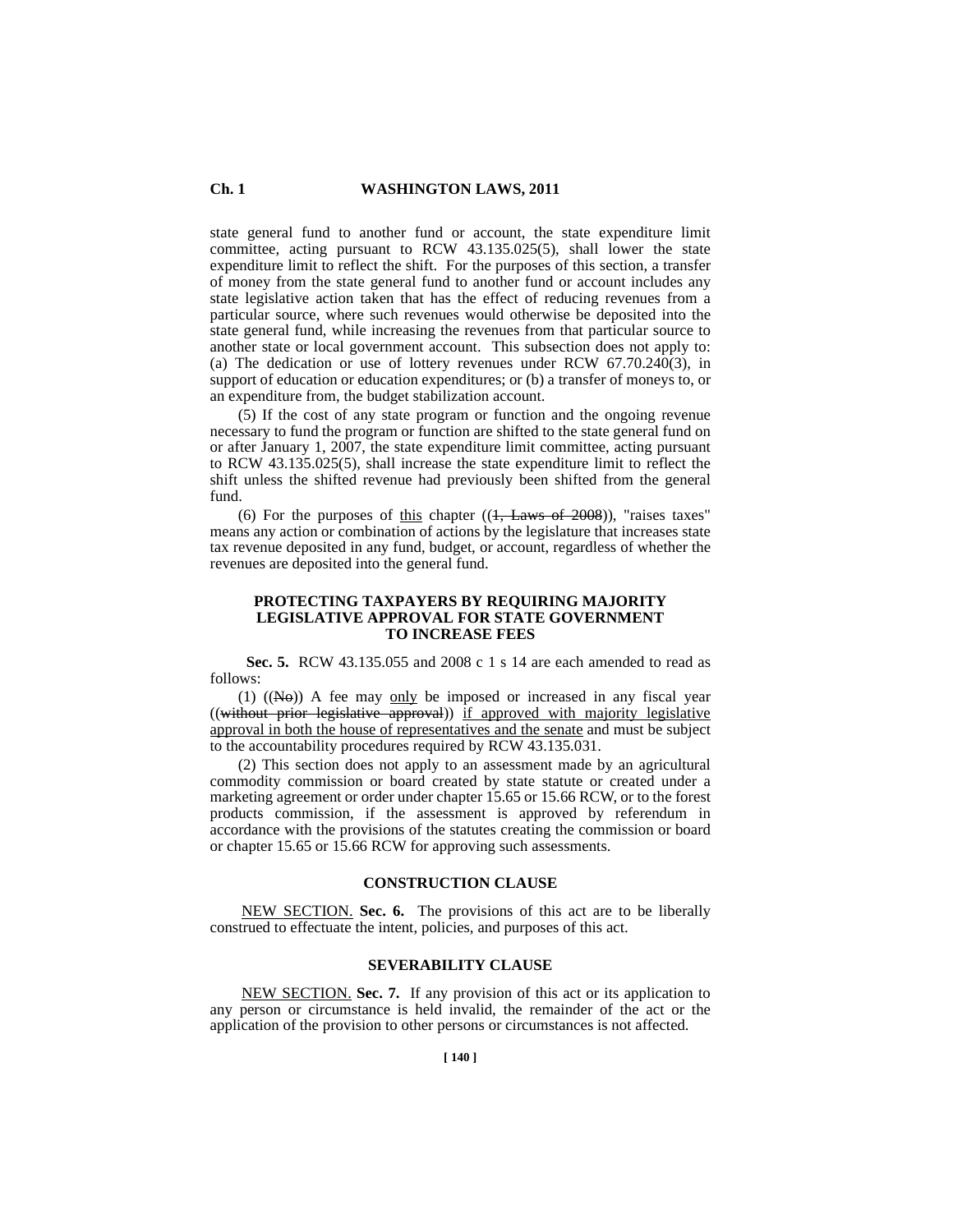state general fund to another fund or account, the state expenditure limit committee, acting pursuant to RCW 43.135.025(5), shall lower the state expenditure limit to reflect the shift. For the purposes of this section, a transfer of money from the state general fund to another fund or account includes any state legislative action taken that has the effect of reducing revenues from a particular source, where such revenues would otherwise be deposited into the state general fund, while increasing the revenues from that particular source to another state or local government account. This subsection does not apply to: (a) The dedication or use of lottery revenues under RCW 67.70.240(3), in support of education or education expenditures; or (b) a transfer of moneys to, or an expenditure from, the budget stabilization account.

(5) If the cost of any state program or function and the ongoing revenue necessary to fund the program or function are shifted to the state general fund on or after January 1, 2007, the state expenditure limit committee, acting pursuant to RCW 43.135.025(5), shall increase the state expenditure limit to reflect the shift unless the shifted revenue had previously been shifted from the general fund.

(6) For the purposes of <u>this</u> chapter ((~~1, Laws of 2008~~)), "raises taxes" means any action or combination of actions by the legislature that increases state tax revenue deposited in any fund, budget, or account, regardless of whether the revenues are deposited into the general fund.

**PROTECTING TAXPAYERS BY REQUIRING MAJORITY LEGISLATIVE APPROVAL FOR STATE GOVERNMENT TO INCREASE FEES**

**Sec. 5.** RCW 43.135.055 and 2008 c 1 s 14 are each amended to read as follows:

(1) ((~~No~~)) A fee may <u>only</u> be imposed or increased in any fiscal year ((~~without prior legislative approval~~)) <u>if approved with majority legislative approval in both the house of representatives and the senate</u> and must be subject to the accountability procedures required by RCW 43.135.031.

(2) This section does not apply to an assessment made by an agricultural commodity commission or board created by state statute or created under a marketing agreement or order under chapter 15.65 or 15.66 RCW, or to the forest products commission, if the assessment is approved by referendum in accordance with the provisions of the statutes creating the commission or board or chapter 15.65 or 15.66 RCW for approving such assessments.

**CONSTRUCTION CLAUSE**

<u>NEW SECTION.</u> **Sec. 6.** The provisions of this act are to be liberally construed to effectuate the intent, policies, and purposes of this act.

**SEVERABILITY CLAUSE**

<u>NEW SECTION.</u> **Sec. 7.** If any provision of this act or its application to any person or circumstance is held invalid, the remainder of the act or the application of the provision to other persons or circumstances is not affected.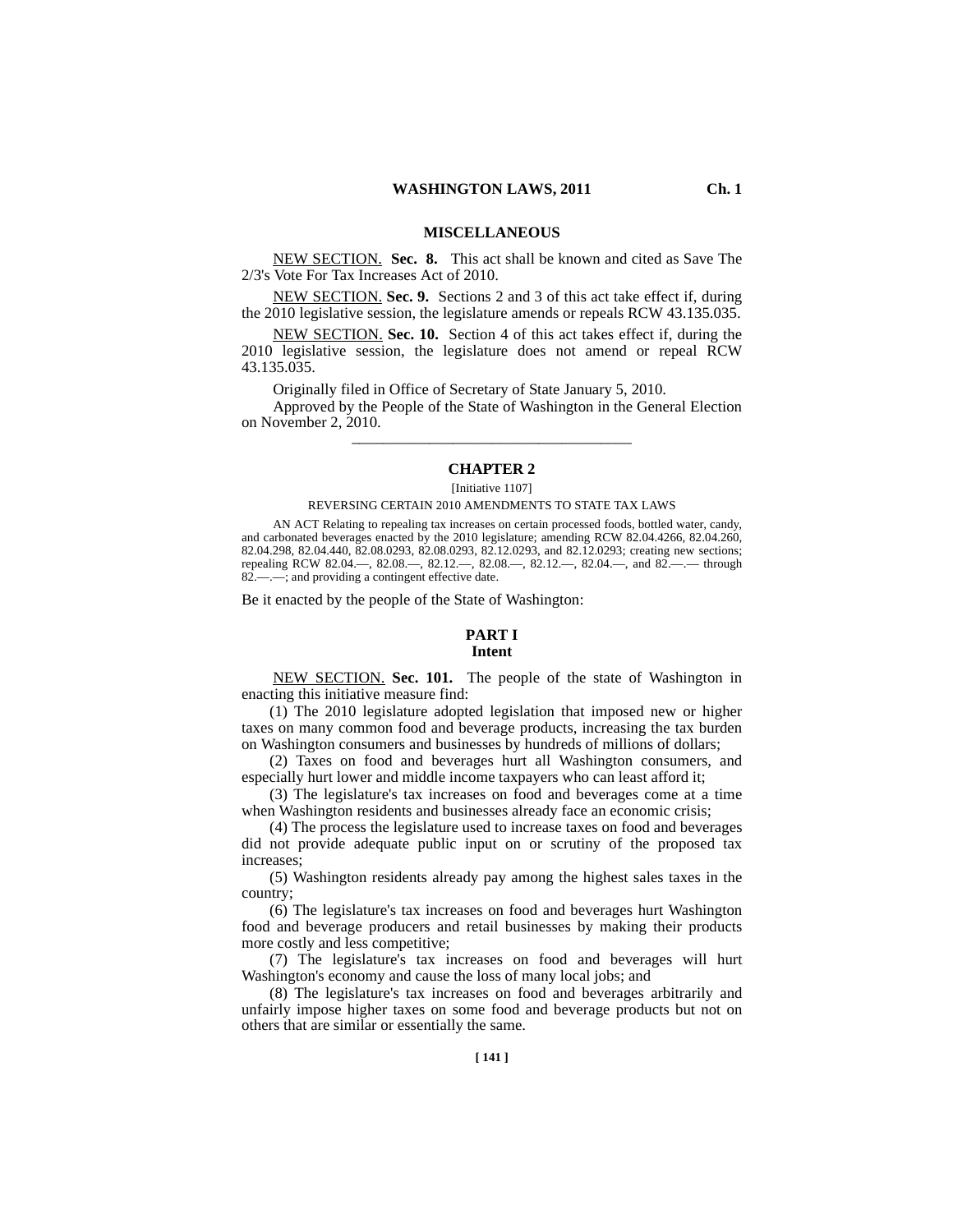## MISCELLANEOUS

<u>NEW SECTION.</u> **Sec. 8.** This act shall be known and cited as Save The 2/3's Vote For Tax Increases Act of 2010.

<u>NEW SECTION.</u> **Sec. 9.** Sections 2 and 3 of this act take effect if, during the 2010 legislative session, the legislature amends or repeals RCW 43.135.035.

<u>NEW SECTION.</u> **Sec. 10.** Section 4 of this act takes effect if, during the 2010 legislative session, the legislature does not amend or repeal RCW 43.135.035.

Originally filed in Office of Secretary of State January 5, 2010.

Approved by the People of the State of Washington in the General Election on November 2, 2010.

---

## CHAPTER 2

[Initiative 1107]

REVERSING CERTAIN 2010 AMENDMENTS TO STATE TAX LAWS

AN ACT Relating to repealing tax increases on certain processed foods, bottled water, candy, and carbonated beverages enacted by the 2010 legislature; amending RCW 82.04.4266, 82.04.260, 82.04.298, 82.04.440, 82.08.0293, 82.08.0293, 82.12.0293, and 82.12.0293; creating new sections; repealing RCW 82.04.—, 82.08.—, 82.12.—, 82.08.—, 82.12.—, 82.04.—, and 82.—.— through 82.—.—; and providing a contingent effective date.

Be it enacted by the people of the State of Washington:

## PART I
## Intent

<u>NEW SECTION.</u> **Sec. 101.** The people of the state of Washington in enacting this initiative measure find:

(1) The 2010 legislature adopted legislation that imposed new or higher taxes on many common food and beverage products, increasing the tax burden on Washington consumers and businesses by hundreds of millions of dollars;

(2) Taxes on food and beverages hurt all Washington consumers, and especially hurt lower and middle income taxpayers who can least afford it;

(3) The legislature's tax increases on food and beverages come at a time when Washington residents and businesses already face an economic crisis;

(4) The process the legislature used to increase taxes on food and beverages did not provide adequate public input on or scrutiny of the proposed tax increases;

(5) Washington residents already pay among the highest sales taxes in the country;

(6) The legislature's tax increases on food and beverages hurt Washington food and beverage producers and retail businesses by making their products more costly and less competitive;

(7) The legislature's tax increases on food and beverages will hurt Washington's economy and cause the loss of many local jobs; and

(8) The legislature's tax increases on food and beverages arbitrarily and unfairly impose higher taxes on some food and beverage products but not on others that are similar or essentially the same.